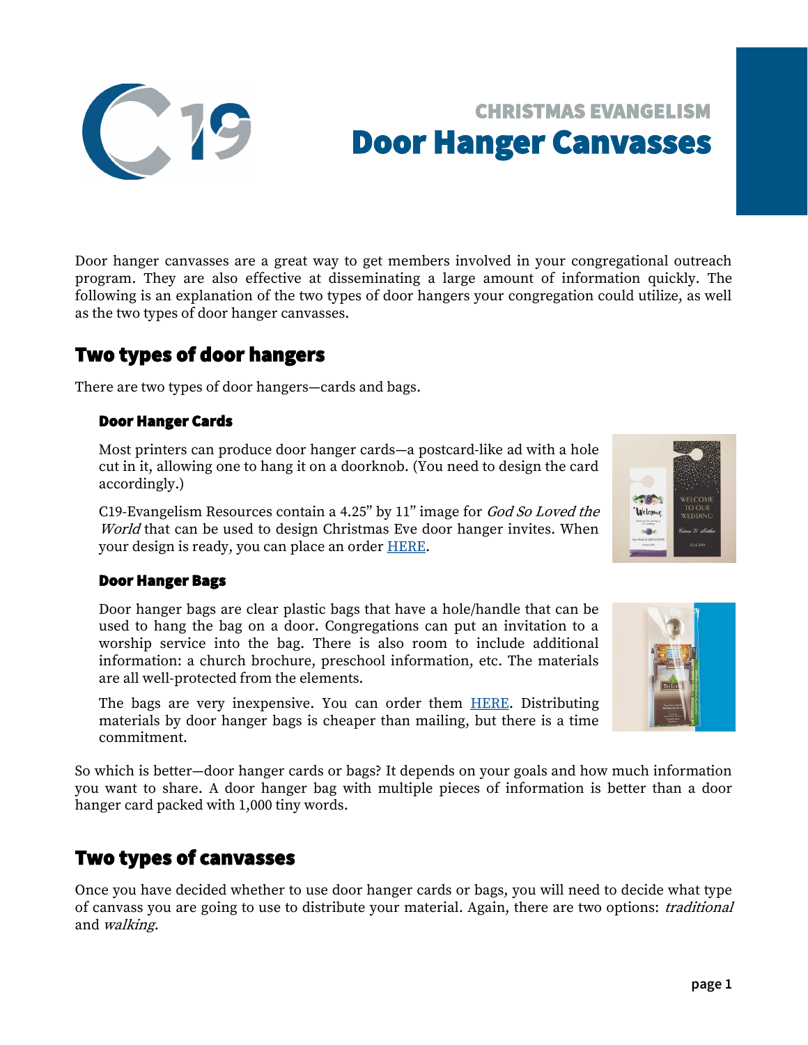# CHRISTMAS EVANGELISM
# Door Hanger Canvasses

Door hanger canvasses are a great way to get members involved in your congregational outreach program. They are also effective at disseminating a large amount of information quickly. The following is an explanation of the two types of door hangers your congregation could utilize, as well as the two types of door hanger canvasses.

## Two types of door hangers

There are two types of door hangers—cards and bags.

### Door Hanger Cards

Most printers can produce door hanger cards—a postcard-like ad with a hole cut in it, allowing one to hang it on a doorknob. (You need to design the card accordingly.)

C19-Evangelism Resources contain a 4.25" by 11" image for *God So Loved the World* that can be used to design Christmas Eve door hanger invites. When your design is ready, you can place an order HERE.

### Door Hanger Bags

Door hanger bags are clear plastic bags that have a hole/handle that can be used to hang the bag on a door. Congregations can put an invitation to a worship service into the bag. There is also room to include additional information: a church brochure, preschool information, etc. The materials are all well-protected from the elements.

The bags are very inexpensive. You can order them HERE. Distributing materials by door hanger bags is cheaper than mailing, but there is a time commitment.

So which is better—door hanger cards or bags? It depends on your goals and how much information you want to share. A door hanger bag with multiple pieces of information is better than a door hanger card packed with 1,000 tiny words.

## Two types of canvasses

Once you have decided whether to use door hanger cards or bags, you will need to decide what type of canvass you are going to use to distribute your material. Again, there are two options: *traditional* and *walking*.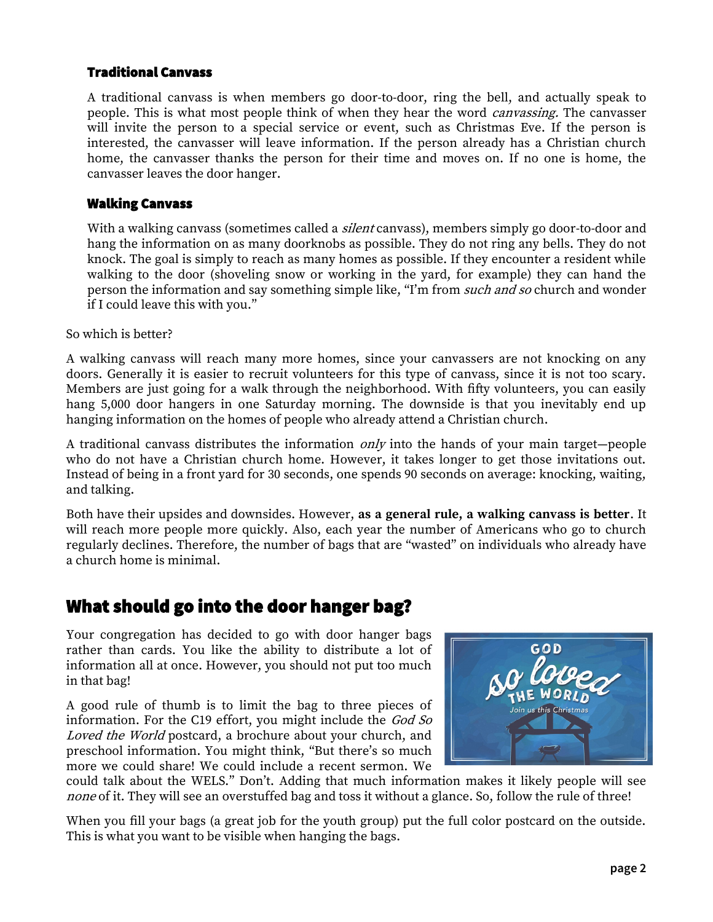### Traditional Canvass

A traditional canvass is when members go door-to-door, ring the bell, and actually speak to people. This is what most people think of when they hear the word *canvassing.* The canvasser will invite the person to a special service or event, such as Christmas Eve. If the person is interested, the canvasser will leave information. If the person already has a Christian church home, the canvasser thanks the person for their time and moves on. If no one is home, the canvasser leaves the door hanger.

### Walking Canvass

With a walking canvass (sometimes called a *silent* canvass), members simply go door-to-door and hang the information on as many doorknobs as possible. They do not ring any bells. They do not knock. The goal is simply to reach as many homes as possible. If they encounter a resident while walking to the door (shoveling snow or working in the yard, for example) they can hand the person the information and say something simple like, "I'm from *such and so* church and wonder if I could leave this with you."

So which is better?

A walking canvass will reach many more homes, since your canvassers are not knocking on any doors. Generally it is easier to recruit volunteers for this type of canvass, since it is not too scary. Members are just going for a walk through the neighborhood. With fifty volunteers, you can easily hang 5,000 door hangers in one Saturday morning. The downside is that you inevitably end up hanging information on the homes of people who already attend a Christian church.

A traditional canvass distributes the information *only* into the hands of your main target—people who do not have a Christian church home. However, it takes longer to get those invitations out. Instead of being in a front yard for 30 seconds, one spends 90 seconds on average: knocking, waiting, and talking.

Both have their upsides and downsides. However, **as a general rule, a walking canvass is better**. It will reach more people more quickly. Also, each year the number of Americans who go to church regularly declines. Therefore, the number of bags that are "wasted" on individuals who already have a church home is minimal.

## What should go into the door hanger bag?

Your congregation has decided to go with door hanger bags rather than cards. You like the ability to distribute a lot of information all at once. However, you should not put too much in that bag!

A good rule of thumb is to limit the bag to three pieces of information. For the C19 effort, you might include the *God So Loved the World* postcard, a brochure about your church, and preschool information. You might think, "But there's so much more we could share! We could include a recent sermon. We could talk about the WELS." Don't. Adding that much information makes it likely people will see *none* of it. They will see an overstuffed bag and toss it without a glance. So, follow the rule of three!

When you fill your bags (a great job for the youth group) put the full color postcard on the outside. This is what you want to be visible when hanging the bags.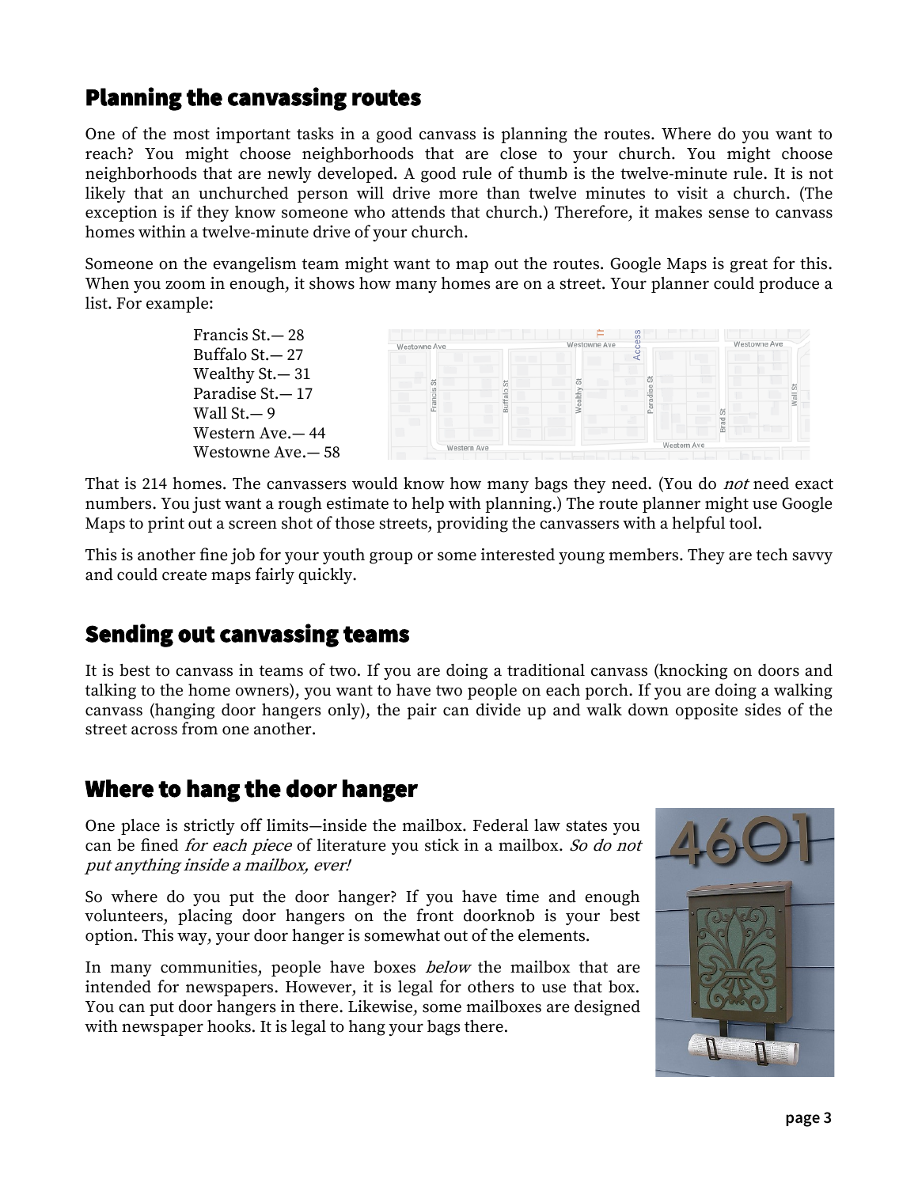## Planning the canvassing routes

One of the most important tasks in a good canvass is planning the routes. Where do you want to reach? You might choose neighborhoods that are close to your church. You might choose neighborhoods that are newly developed. A good rule of thumb is the twelve-minute rule. It is not likely that an unchurched person will drive more than twelve minutes to visit a church. (The exception is if they know someone who attends that church.) Therefore, it makes sense to canvass homes within a twelve-minute drive of your church.

Someone on the evangelism team might want to map out the routes. Google Maps is great for this. When you zoom in enough, it shows how many homes are on a street. Your planner could produce a list. For example:

Francis St.— 28
Buffalo St.— 27
Wealthy St.— 31
Paradise St.— 17
Wall St.— 9
Western Ave.— 44
Westowne Ave.— 58

That is 214 homes. The canvassers would know how many bags they need. (You do *not* need exact numbers. You just want a rough estimate to help with planning.) The route planner might use Google Maps to print out a screen shot of those streets, providing the canvassers with a helpful tool.

This is another fine job for your youth group or some interested young members. They are tech savvy and could create maps fairly quickly.

## Sending out canvassing teams

It is best to canvass in teams of two. If you are doing a traditional canvass (knocking on doors and talking to the home owners), you want to have two people on each porch. If you are doing a walking canvass (hanging door hangers only), the pair can divide up and walk down opposite sides of the street across from one another.

## Where to hang the door hanger

One place is strictly off limits—inside the mailbox. Federal law states you can be fined *for each piece* of literature you stick in a mailbox. *So do not put anything inside a mailbox, ever!*

So where do you put the door hanger? If you have time and enough volunteers, placing door hangers on the front doorknob is your best option. This way, your door hanger is somewhat out of the elements.

In many communities, people have boxes *below* the mailbox that are intended for newspapers. However, it is legal for others to use that box. You can put door hangers in there. Likewise, some mailboxes are designed with newspaper hooks. It is legal to hang your bags there.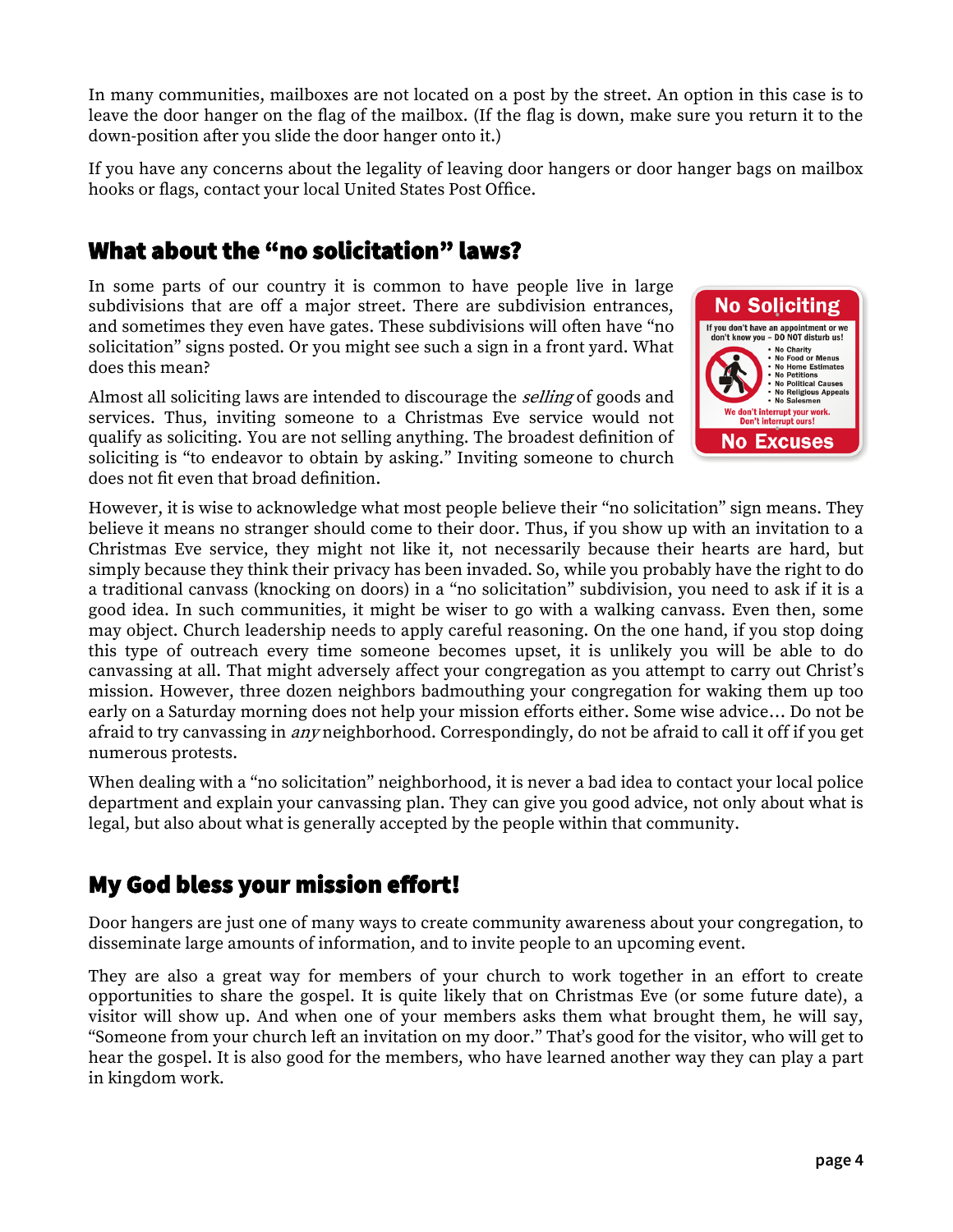In many communities, mailboxes are not located on a post by the street. An option in this case is to leave the door hanger on the flag of the mailbox. (If the flag is down, make sure you return it to the down-position after you slide the door hanger onto it.)

If you have any concerns about the legality of leaving door hangers or door hanger bags on mailbox hooks or flags, contact your local United States Post Office.

## What about the "no solicitation" laws?

In some parts of our country it is common to have people live in large subdivisions that are off a major street. There are subdivision entrances, and sometimes they even have gates. These subdivisions will often have "no solicitation" signs posted. Or you might see such a sign in a front yard. What does this mean?

Almost all soliciting laws are intended to discourage the *selling* of goods and services. Thus, inviting someone to a Christmas Eve service would not qualify as soliciting. You are not selling anything. The broadest definition of soliciting is "to endeavor to obtain by asking." Inviting someone to church does not fit even that broad definition.

However, it is wise to acknowledge what most people believe their "no solicitation" sign means. They believe it means no stranger should come to their door. Thus, if you show up with an invitation to a Christmas Eve service, they might not like it, not necessarily because their hearts are hard, but simply because they think their privacy has been invaded. So, while you probably have the right to do a traditional canvass (knocking on doors) in a "no solicitation" subdivision, you need to ask if it is a good idea. In such communities, it might be wiser to go with a walking canvass. Even then, some may object. Church leadership needs to apply careful reasoning. On the one hand, if you stop doing this type of outreach every time someone becomes upset, it is unlikely you will be able to do canvassing at all. That might adversely affect your congregation as you attempt to carry out Christ's mission. However, three dozen neighbors badmouthing your congregation for waking them up too early on a Saturday morning does not help your mission efforts either. Some wise advice… Do not be afraid to try canvassing in *any* neighborhood. Correspondingly, do not be afraid to call it off if you get numerous protests.

When dealing with a "no solicitation" neighborhood, it is never a bad idea to contact your local police department and explain your canvassing plan. They can give you good advice, not only about what is legal, but also about what is generally accepted by the people within that community.

## My God bless your mission effort!

Door hangers are just one of many ways to create community awareness about your congregation, to disseminate large amounts of information, and to invite people to an upcoming event.

They are also a great way for members of your church to work together in an effort to create opportunities to share the gospel. It is quite likely that on Christmas Eve (or some future date), a visitor will show up. And when one of your members asks them what brought them, he will say, "Someone from your church left an invitation on my door." That's good for the visitor, who will get to hear the gospel. It is also good for the members, who have learned another way they can play a part in kingdom work.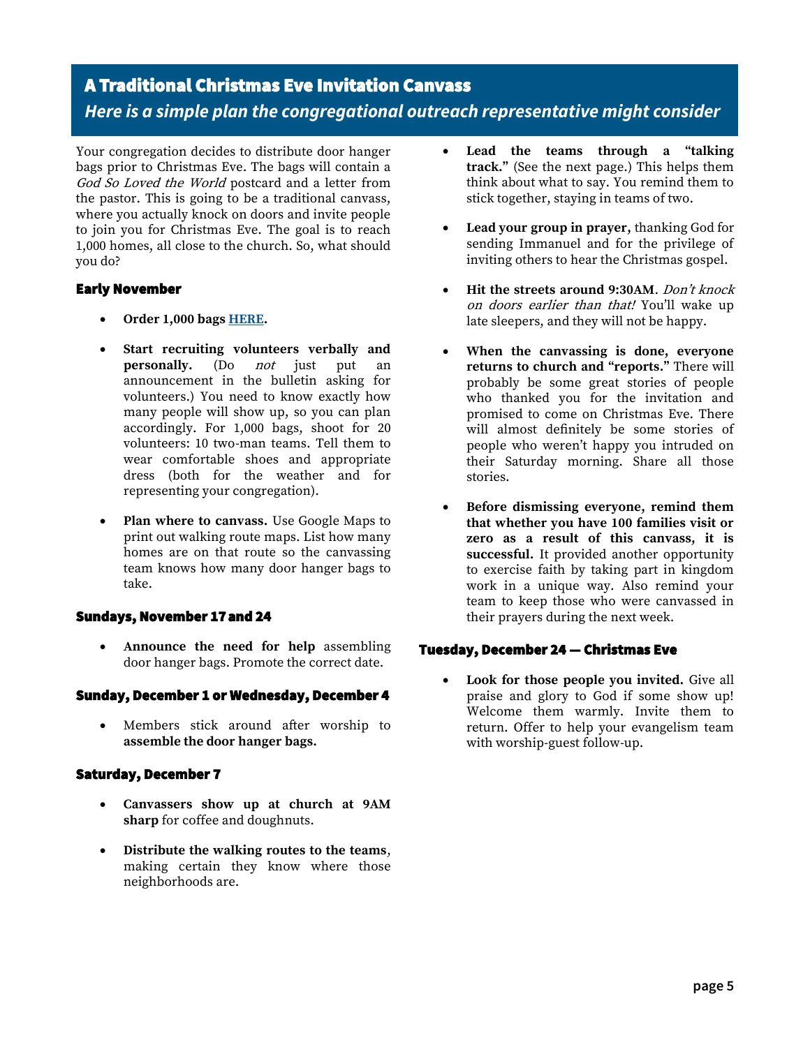## A Traditional Christmas Eve Invitation Canvass

### *Here is a simple plan the congregational outreach representative might consider*

Your congregation decides to distribute door hanger bags prior to Christmas Eve. The bags will contain a *God So Loved the World* postcard and a letter from the pastor. This is going to be a traditional canvass, where you actually knock on doors and invite people to join you for Christmas Eve. The goal is to reach 1,000 homes, all close to the church. So, what should you do?

#### Early November

- **Order 1,000 bags [HERE](#).**
- **Start recruiting volunteers verbally and personally.** (Do *not* just put an announcement in the bulletin asking for volunteers.) You need to know exactly how many people will show up, so you can plan accordingly. For 1,000 bags, shoot for 20 volunteers: 10 two-man teams. Tell them to wear comfortable shoes and appropriate dress (both for the weather and for representing your congregation).
- **Plan where to canvass.** Use Google Maps to print out walking route maps. List how many homes are on that route so the canvassing team knows how many door hanger bags to take.

#### Sundays, November 17 and 24

- **Announce the need for help** assembling door hanger bags. Promote the correct date.

#### Sunday, December 1 or Wednesday, December 4

- Members stick around after worship to **assemble the door hanger bags.**

#### Saturday, December 7

- **Canvassers show up at church at 9AM sharp** for coffee and doughnuts.
- **Distribute the walking routes to the teams**, making certain they know where those neighborhoods are.
- **Lead the teams through a "talking track."** (See the next page.) This helps them think about what to say. You remind them to stick together, staying in teams of two.
- **Lead your group in prayer,** thanking God for sending Immanuel and for the privilege of inviting others to hear the Christmas gospel.
- **Hit the streets around 9:30AM**. *Don't knock on doors earlier than that!* You'll wake up late sleepers, and they will not be happy.
- **When the canvassing is done, everyone returns to church and "reports."** There will probably be some great stories of people who thanked you for the invitation and promised to come on Christmas Eve. There will almost definitely be some stories of people who weren't happy you intruded on their Saturday morning. Share all those stories.
- **Before dismissing everyone, remind them that whether you have 100 families visit or zero as a result of this canvass, it is successful.** It provided another opportunity to exercise faith by taking part in kingdom work in a unique way. Also remind your team to keep those who were canvassed in their prayers during the next week.

#### Tuesday, December 24 — Christmas Eve

- **Look for those people you invited.** Give all praise and glory to God if some show up! Welcome them warmly. Invite them to return. Offer to help your evangelism team with worship-guest follow-up.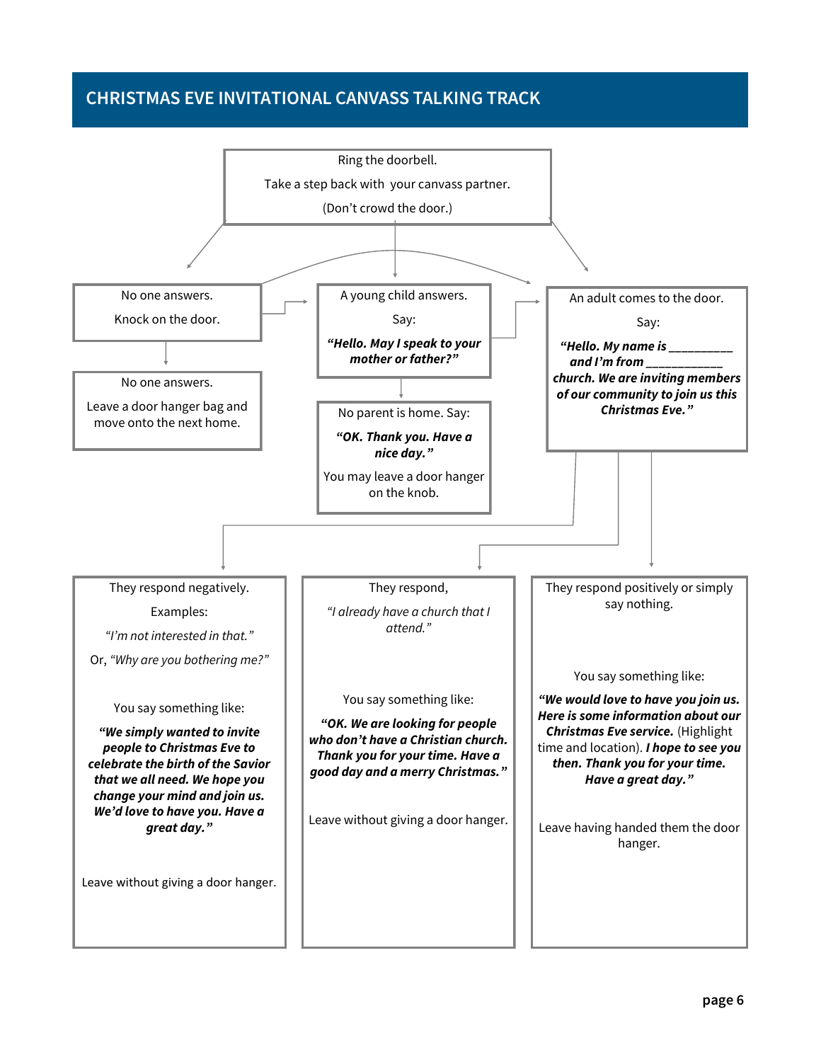## CHRISTMAS EVE INVITATIONAL CANVASS TALKING TRACK

Ring the doorbell.

Take a step back with your canvass partner.

(Don't crowd the door.)

No one answers.

Knock on the door.

No one answers.

Leave a door hanger bag and move onto the next home.

A young child answers.

Say:

***"Hello. May I speak to your mother or father?"***

No parent is home. Say:

***"OK. Thank you. Have a nice day."***

You may leave a door hanger on the knob.

An adult comes to the door.

Say:

***"Hello. My name is __________ and I'm from ____________ church. We are inviting members of our community to join us this Christmas Eve."***

They respond negatively.

Examples:

*"I'm not interested in that."*

Or, *"Why are you bothering me?"*

You say something like:

***"We simply wanted to invite people to Christmas Eve to celebrate the birth of the Savior that we all need. We hope you change your mind and join us. We'd love to have you. Have a great day."***

Leave without giving a door hanger.

They respond,

*"I already have a church that I attend."*

You say something like:

***"OK. We are looking for people who don't have a Christian church. Thank you for your time. Have a good day and a merry Christmas."***

Leave without giving a door hanger.

They respond positively or simply say nothing.

You say something like:

***"We would love to have you join us. Here is some information about our Christmas Eve service.*** (Highlight time and location). ***I hope to see you then. Thank you for your time. Have a great day."***

Leave having handed them the door hanger.